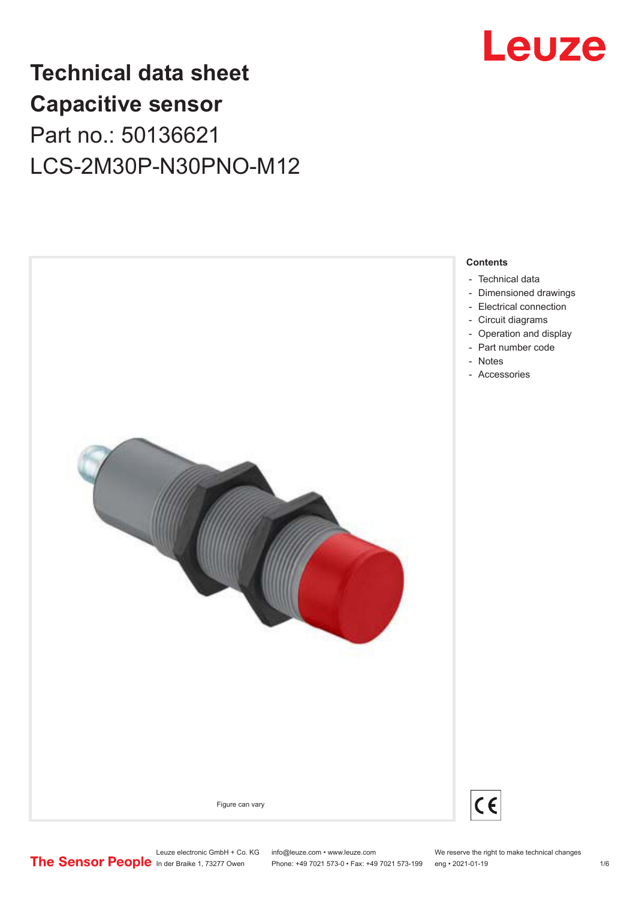# Technical data sheet
# Capacitive sensor

Part no.: 50136621

LCS-2M30P-N30PNO-M12

Figure can vary

**Contents**

- Technical data
- Dimensioned drawings
- Electrical connection
- Circuit diagrams
- Operation and display
- Part number code
- Notes
- Accessories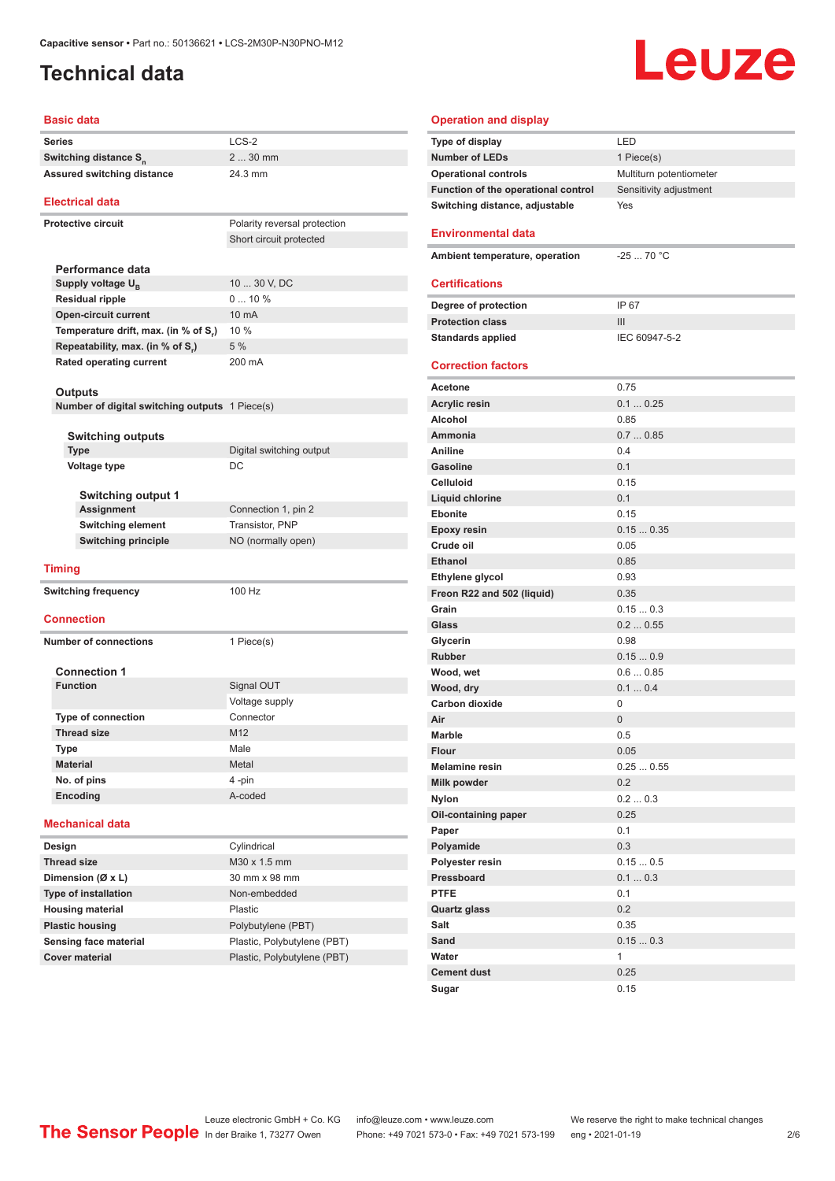# Technical data

## Basic data

| | |
|---|---|
| Series | LCS-2 |
| Switching distance $S_n$ | 2 ... 30 mm |
| Assured switching distance | 24.3 mm |

## Electrical data

| | |
|---|---|
| Protective circuit | Polarity reversal protection |
| | Short circuit protected |

### Performance data

| | |
|---|---|
| Supply voltage $U_B$ | 10 ... 30 V, DC |
| Residual ripple | 0 ... 10 % |
| Open-circuit current | 10 mA |
| Temperature drift, max. (in % of $S_r$) | 10 % |
| Repeatability, max. (in % of $S_r$) | 5 % |
| Rated operating current | 200 mA |

### Outputs

| | |
|---|---|
| Number of digital switching outputs | 1 Piece(s) |

#### Switching outputs

| | |
|---|---|
| Type | Digital switching output |
| Voltage type | DC |

##### Switching output 1

| | |
|---|---|
| Assignment | Connection 1, pin 2 |
| Switching element | Transistor, PNP |
| Switching principle | NO (normally open) |

## Timing

| | |
|---|---|
| Switching frequency | 100 Hz |

## Connection

| | |
|---|---|
| Number of connections | 1 Piece(s) |

### Connection 1

| | |
|---|---|
| Function | Signal OUT |
| | Voltage supply |
| Type of connection | Connector |
| Thread size | M12 |
| Type | Male |
| Material | Metal |
| No. of pins | 4 -pin |
| Encoding | A-coded |

## Mechanical data

| | |
|---|---|
| Design | Cylindrical |
| Thread size | M30 x 1.5 mm |
| Dimension (Ø x L) | 30 mm x 98 mm |
| Type of installation | Non-embedded |
| Housing material | Plastic |
| Plastic housing | Polybutylene (PBT) |
| Sensing face material | Plastic, Polybutylene (PBT) |
| Cover material | Plastic, Polybutylene (PBT) |

## Operation and display

| | |
|---|---|
| Type of display | LED |
| Number of LEDs | 1 Piece(s) |
| Operational controls | Multiturn potentiometer |
| Function of the operational control | Sensitivity adjustment |
| Switching distance, adjustable | Yes |

## Environmental data

| | |
|---|---|
| Ambient temperature, operation | -25 ... 70 °C |

## Certifications

| | |
|---|---|
| Degree of protection | IP 67 |
| Protection class | III |
| Standards applied | IEC 60947-5-2 |

## Correction factors

| | |
|---|---|
| Acetone | 0.75 |
| Acrylic resin | 0.1 ... 0.25 |
| Alcohol | 0.85 |
| Ammonia | 0.7 ... 0.85 |
| Aniline | 0.4 |
| Gasoline | 0.1 |
| Celluloid | 0.15 |
| Liquid chlorine | 0.1 |
| Ebonite | 0.15 |
| Epoxy resin | 0.15 ... 0.35 |
| Crude oil | 0.05 |
| Ethanol | 0.85 |
| Ethylene glycol | 0.93 |
| Freon R22 and 502 (liquid) | 0.35 |
| Grain | 0.15 ... 0.3 |
| Glass | 0.2 ... 0.55 |
| Glycerin | 0.98 |
| Rubber | 0.15 ... 0.9 |
| Wood, wet | 0.6 ... 0.85 |
| Wood, dry | 0.1 ... 0.4 |
| Carbon dioxide | 0 |
| Air | 0 |
| Marble | 0.5 |
| Flour | 0.05 |
| Melamine resin | 0.25 ... 0.55 |
| Milk powder | 0.2 |
| Nylon | 0.2 ... 0.3 |
| Oil-containing paper | 0.25 |
| Paper | 0.1 |
| Polyamide | 0.3 |
| Polyester resin | 0.15 ... 0.5 |
| Pressboard | 0.1 ... 0.3 |
| PTFE | 0.1 |
| Quartz glass | 0.2 |
| Salt | 0.35 |
| Sand | 0.15 ... 0.3 |
| Water | 1 |
| Cement dust | 0.25 |
| Sugar | 0.15 |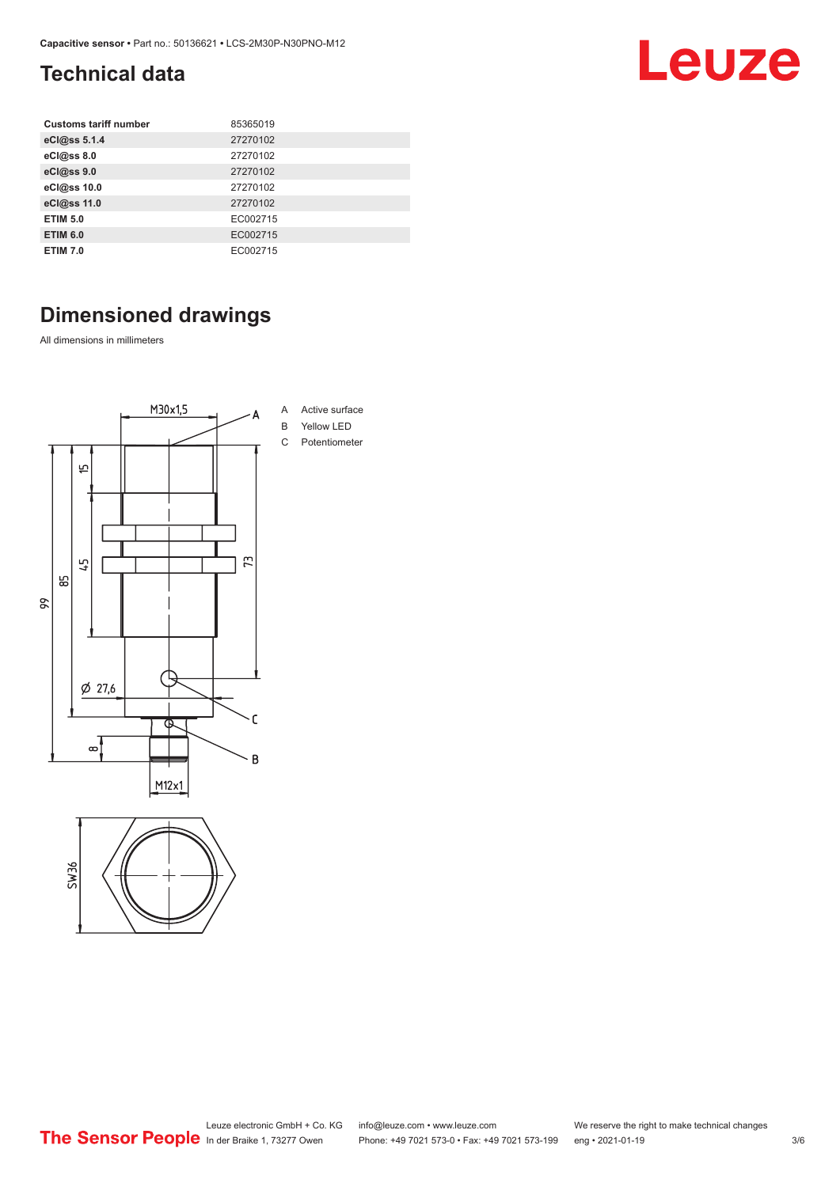# Technical data

| | |
|---|---|
| Customs tariff number | 85365019 |
| eCl@ss 5.1.4 | 27270102 |
| eCl@ss 8.0 | 27270102 |
| eCl@ss 9.0 | 27270102 |
| eCl@ss 10.0 | 27270102 |
| eCl@ss 11.0 | 27270102 |
| ETIM 5.0 | EC002715 |
| ETIM 6.0 | EC002715 |
| ETIM 7.0 | EC002715 |

# Dimensioned drawings

All dimensions in millimeters

M30x1,5
15
45
85
99
73
Ø 27,6
8
M12x1
SW36
A
B
C

A Active surface
B Yellow LED
C Potentiometer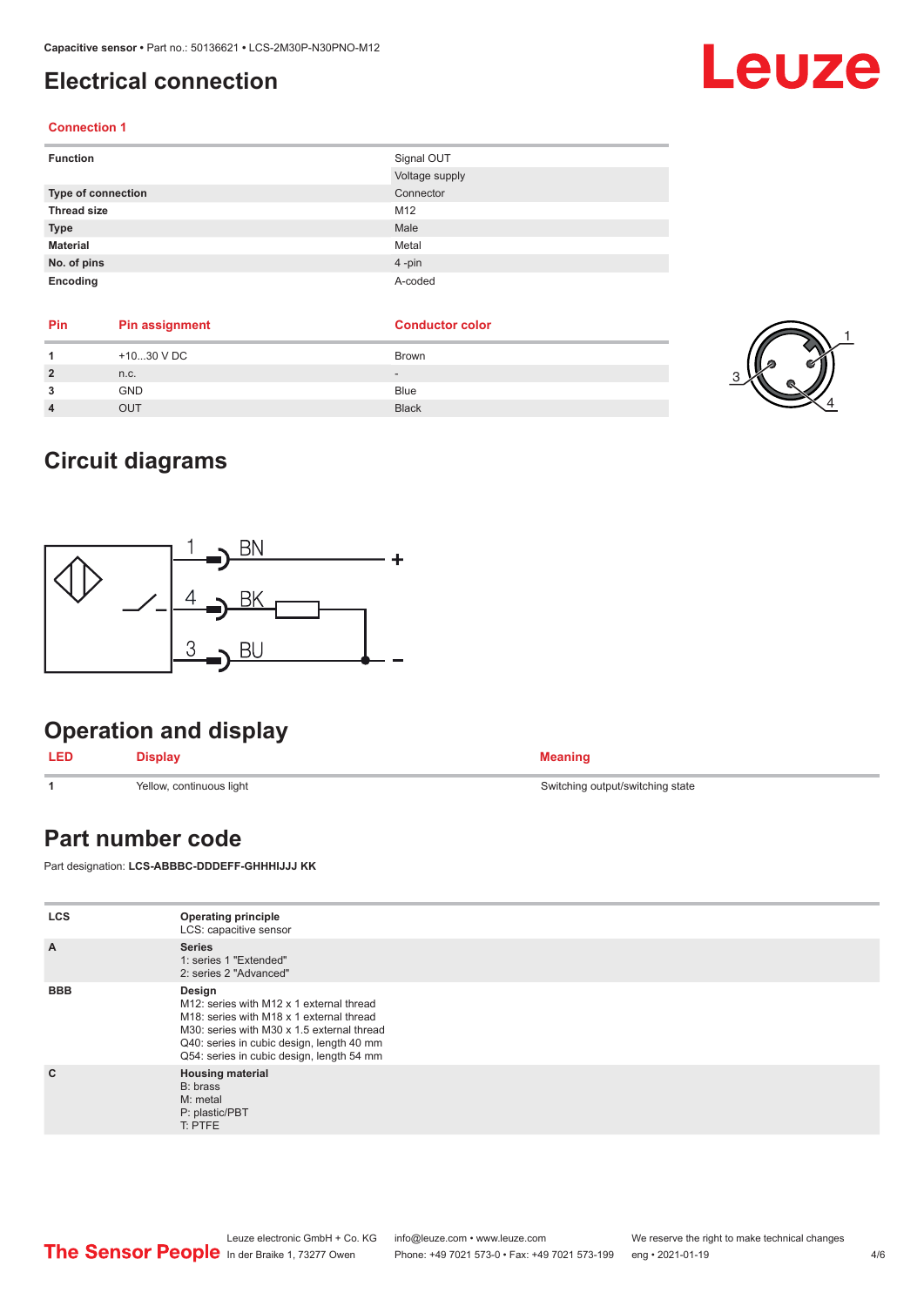# Electrical connection

## Connection 1

| | |
|---|---|
| **Function** | Signal OUT |
| | Voltage supply |
| **Type of connection** | Connector |
| **Thread size** | M12 |
| **Type** | Male |
| **Material** | Metal |
| **No. of pins** | 4 -pin |
| **Encoding** | A-coded |

| Pin | Pin assignment | Conductor color |
|---|---|---|
| **1** | +10...30 V DC | Brown |
| **2** | n.c. | - |
| **3** | GND | Blue |
| **4** | OUT | Black |

1
3
4

# Circuit diagrams

1 BN +
4 BK
3 BU –

# Operation and display

| LED | Display | Meaning |
|---|---|---|
| 1 | Yellow, continuous light | Switching output/switching state |

# Part number code

Part designation: **LCS-ABBBC-DDDEFF-GHHHIJJJ KK**

| | |
|---|---|
| **LCS** | **Operating principle**<br>LCS: capacitive sensor |
| **A** | **Series**<br>1: series 1 "Extended"<br>2: series 2 "Advanced" |
| **BBB** | **Design**<br>M12: series with M12 x 1 external thread<br>M18: series with M18 x 1 external thread<br>M30: series with M30 x 1.5 external thread<br>Q40: series in cubic design, length 40 mm<br>Q54: series in cubic design, length 54 mm |
| **C** | **Housing material**<br>B: brass<br>M: metal<br>P: plastic/PBT<br>T: PTFE |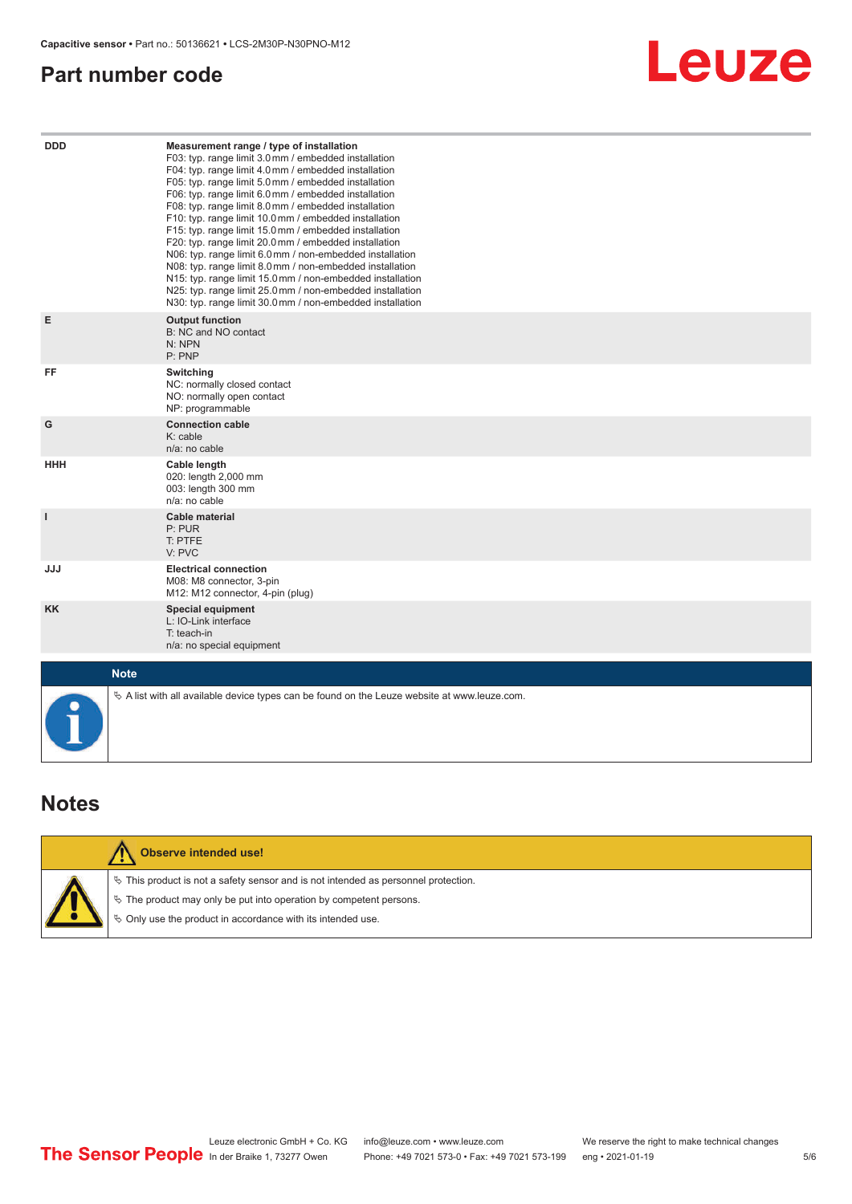## Part number code

| | |
|---|---|
| DDD | **Measurement range / type of installation**<br>F03: typ. range limit 3.0 mm / embedded installation<br>F04: typ. range limit 4.0 mm / embedded installation<br>F05: typ. range limit 5.0 mm / embedded installation<br>F06: typ. range limit 6.0 mm / embedded installation<br>F08: typ. range limit 8.0 mm / embedded installation<br>F10: typ. range limit 10.0 mm / embedded installation<br>F15: typ. range limit 15.0 mm / embedded installation<br>F20: typ. range limit 20.0 mm / embedded installation<br>N06: typ. range limit 6.0 mm / non-embedded installation<br>N08: typ. range limit 8.0 mm / non-embedded installation<br>N15: typ. range limit 15.0 mm / non-embedded installation<br>N25: typ. range limit 25.0 mm / non-embedded installation<br>N30: typ. range limit 30.0 mm / non-embedded installation |
| E | **Output function**<br>B: NC and NO contact<br>N: NPN<br>P: PNP |
| FF | **Switching**<br>NC: normally closed contact<br>NO: normally open contact<br>NP: programmable |
| G | **Connection cable**<br>K: cable<br>n/a: no cable |
| HHH | **Cable length**<br>020: length 2,000 mm<br>003: length 300 mm<br>n/a: no cable |
| I | **Cable material**<br>P: PUR<br>T: PTFE<br>V: PVC |
| JJJ | **Electrical connection**<br>M08: M8 connector, 3-pin<br>M12: M12 connector, 4-pin (plug) |
| KK | **Special equipment**<br>L: IO-Link interface<br>T: teach-in<br>n/a: no special equipment |

**Note**

- A list with all available device types can be found on the Leuze website at www.leuze.com.

## Notes

**Observe intended use!**

- This product is not a safety sensor and is not intended as personnel protection.
- The product may only be put into operation by competent persons.
- Only use the product in accordance with its intended use.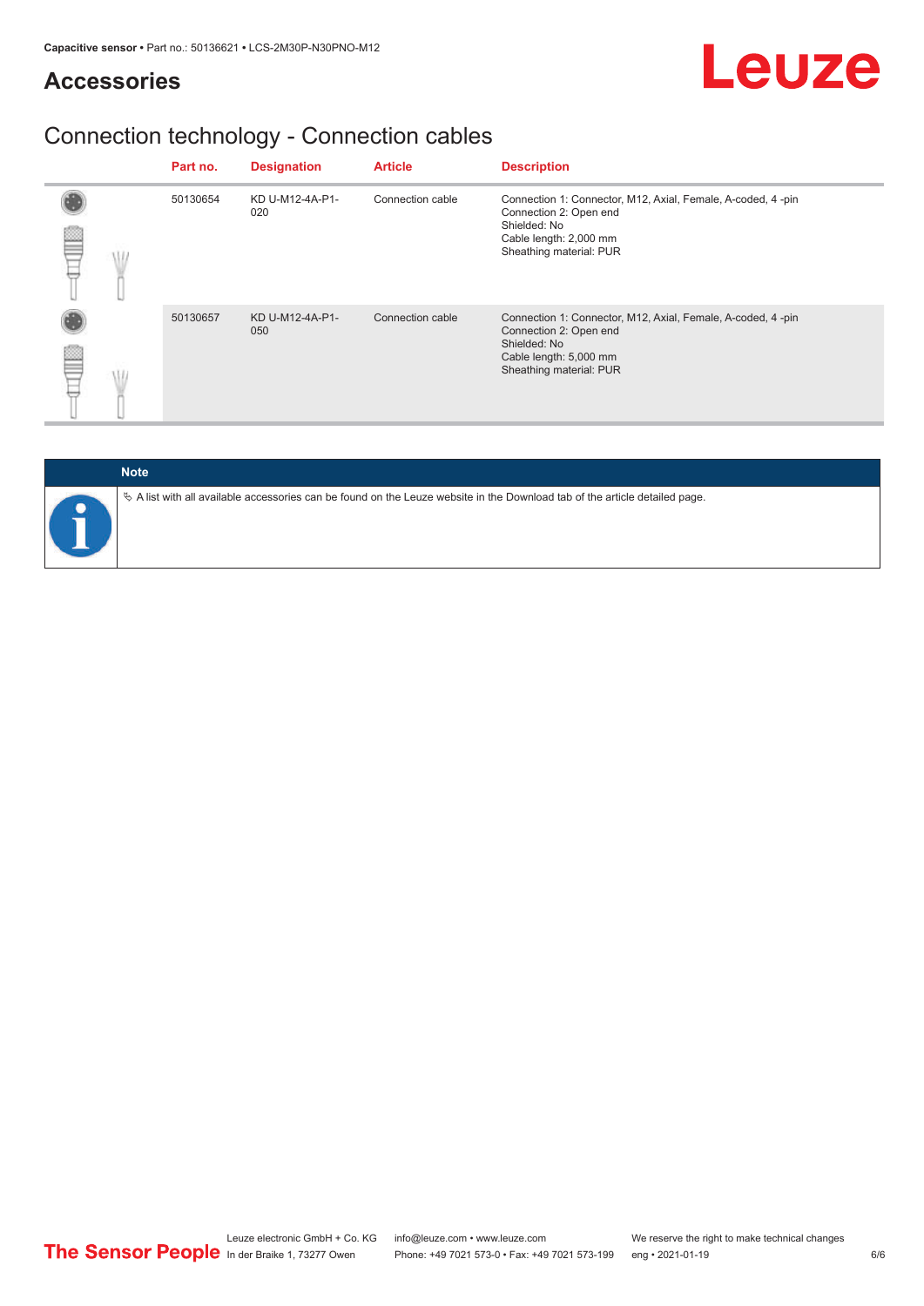## Accessories

# Connection technology - Connection cables

| | Part no. | Designation | Article | Description |
|---|---|---|---|---|
| | 50130654 | KD U-M12-4A-P1-020 | Connection cable | Connection 1: Connector, M12, Axial, Female, A-coded, 4 -pin<br>Connection 2: Open end<br>Shielded: No<br>Cable length: 2,000 mm<br>Sheathing material: PUR |
| | 50130657 | KD U-M12-4A-P1-050 | Connection cable | Connection 1: Connector, M12, Axial, Female, A-coded, 4 -pin<br>Connection 2: Open end<br>Shielded: No<br>Cable length: 5,000 mm<br>Sheathing material: PUR |

**Note**

↳ A list with all available accessories can be found on the Leuze website in the Download tab of the article detailed page.